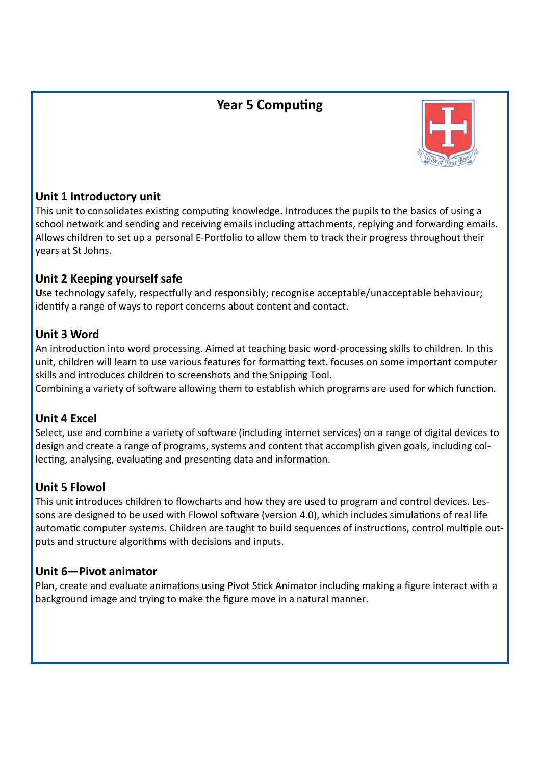# Year 5 Computing

## Unit 1 Introductory unit

This unit to consolidates existing computing knowledge. Introduces the pupils to the basics of using a school network and sending and receiving emails including attachments, replying and forwarding emails. Allows children to set up a personal E-Portfolio to allow them to track their progress throughout their years at St Johns.

## Unit 2 Keeping yourself safe

**U**se technology safely, respectfully and responsibly; recognise acceptable/unacceptable behaviour; identify a range of ways to report concerns about content and contact.

## Unit 3 Word

An introduction into word processing. Aimed at teaching basic word-processing skills to children. In this unit, children will learn to use various features for formatting text. focuses on some important computer skills and introduces children to screenshots and the Snipping Tool.

Combining a variety of software allowing them to establish which programs are used for which function.

## Unit 4 Excel

Select, use and combine a variety of software (including internet services) on a range of digital devices to design and create a range of programs, systems and content that accomplish given goals, including collecting, analysing, evaluating and presenting data and information.

## Unit 5 Flowol

This unit introduces children to flowcharts and how they are used to program and control devices. Lessons are designed to be used with Flowol software (version 4.0), which includes simulations of real life automatic computer systems. Children are taught to build sequences of instructions, control multiple outputs and structure algorithms with decisions and inputs.

## Unit 6—Pivot animator

Plan, create and evaluate animations using Pivot Stick Animator including making a figure interact with a background image and trying to make the figure move in a natural manner.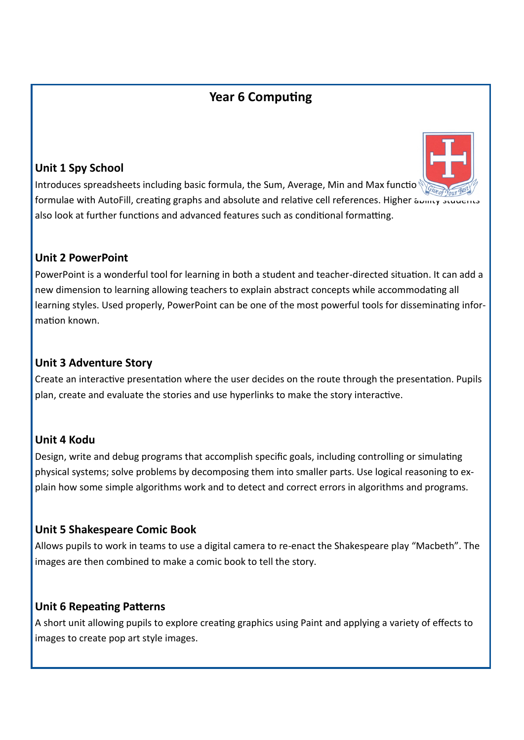# Year 6 Computing

## Unit 1 Spy School

Introduces spreadsheets including basic formula, the Sum, Average, Min and Max functions, formulae with AutoFill, creating graphs and absolute and relative cell references. Higher ability students also look at further functions and advanced features such as conditional formatting.

## Unit 2 PowerPoint

PowerPoint is a wonderful tool for learning in both a student and teacher-directed situation. It can add a new dimension to learning allowing teachers to explain abstract concepts while accommodating all learning styles. Used properly, PowerPoint can be one of the most powerful tools for disseminating information known.

## Unit 3 Adventure Story

Create an interactive presentation where the user decides on the route through the presentation. Pupils plan, create and evaluate the stories and use hyperlinks to make the story interactive.

## Unit 4 Kodu

Design, write and debug programs that accomplish specific goals, including controlling or simulating physical systems; solve problems by decomposing them into smaller parts. Use logical reasoning to explain how some simple algorithms work and to detect and correct errors in algorithms and programs.

## Unit 5 Shakespeare Comic Book

Allows pupils to work in teams to use a digital camera to re-enact the Shakespeare play "Macbeth". The images are then combined to make a comic book to tell the story.

## Unit 6 Repeating Patterns

A short unit allowing pupils to explore creating graphics using Paint and applying a variety of effects to images to create pop art style images.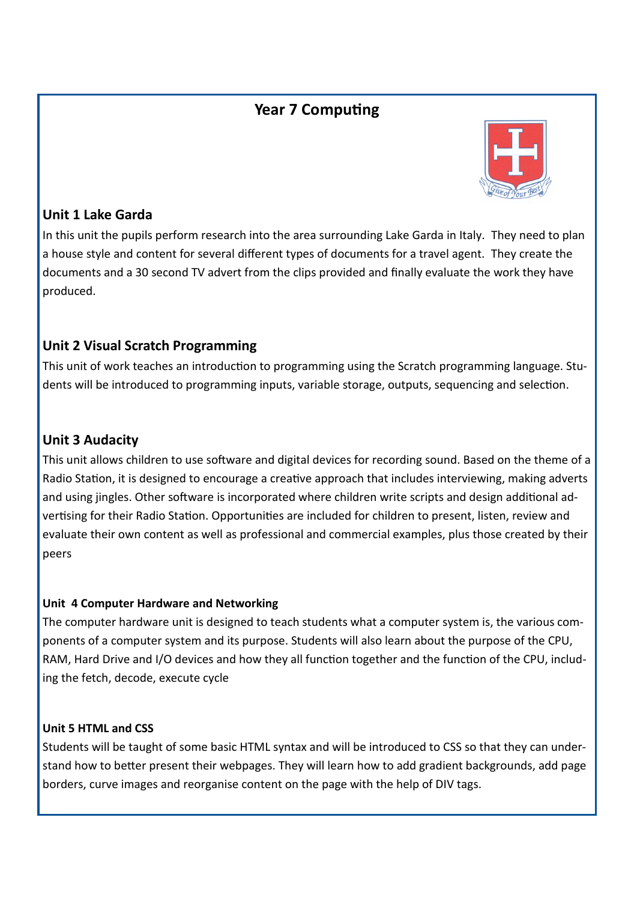# Year 7 Computing

## Unit 1 Lake Garda

In this unit the pupils perform research into the area surrounding Lake Garda in Italy. They need to plan a house style and content for several different types of documents for a travel agent. They create the documents and a 30 second TV advert from the clips provided and finally evaluate the work they have produced.

## Unit 2 Visual Scratch Programming

This unit of work teaches an introduction to programming using the Scratch programming language. Students will be introduced to programming inputs, variable storage, outputs, sequencing and selection.

## Unit 3 Audacity

This unit allows children to use software and digital devices for recording sound. Based on the theme of a Radio Station, it is designed to encourage a creative approach that includes interviewing, making adverts and using jingles. Other software is incorporated where children write scripts and design additional advertising for their Radio Station. Opportunities are included for children to present, listen, review and evaluate their own content as well as professional and commercial examples, plus those created by their peers

### Unit 4 Computer Hardware and Networking

The computer hardware unit is designed to teach students what a computer system is, the various components of a computer system and its purpose. Students will also learn about the purpose of the CPU, RAM, Hard Drive and I/O devices and how they all function together and the function of the CPU, including the fetch, decode, execute cycle

### Unit 5 HTML and CSS

Students will be taught of some basic HTML syntax and will be introduced to CSS so that they can understand how to better present their webpages. They will learn how to add gradient backgrounds, add page borders, curve images and reorganise content on the page with the help of DIV tags.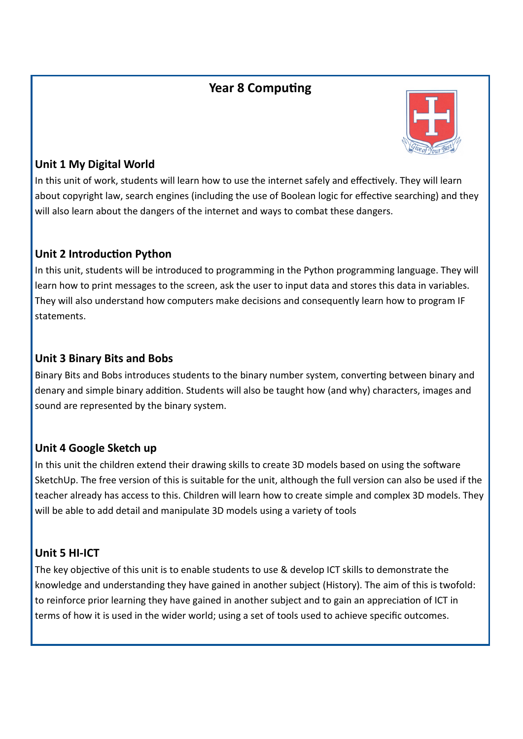# Year 8 Computing

## Unit 1 My Digital World

In this unit of work, students will learn how to use the internet safely and effectively. They will learn about copyright law, search engines (including the use of Boolean logic for effective searching) and they will also learn about the dangers of the internet and ways to combat these dangers.

## Unit 2 Introduction Python

In this unit, students will be introduced to programming in the Python programming language. They will learn how to print messages to the screen, ask the user to input data and stores this data in variables. They will also understand how computers make decisions and consequently learn how to program IF statements.

## Unit 3 Binary Bits and Bobs

Binary Bits and Bobs introduces students to the binary number system, converting between binary and denary and simple binary addition. Students will also be taught how (and why) characters, images and sound are represented by the binary system.

## Unit 4 Google Sketch up

In this unit the children extend their drawing skills to create 3D models based on using the software SketchUp. The free version of this is suitable for the unit, although the full version can also be used if the teacher already has access to this. Children will learn how to create simple and complex 3D models. They will be able to add detail and manipulate 3D models using a variety of tools

## Unit 5 HI-ICT

The key objective of this unit is to enable students to use & develop ICT skills to demonstrate the knowledge and understanding they have gained in another subject (History). The aim of this is twofold: to reinforce prior learning they have gained in another subject and to gain an appreciation of ICT in terms of how it is used in the wider world; using a set of tools used to achieve specific outcomes.